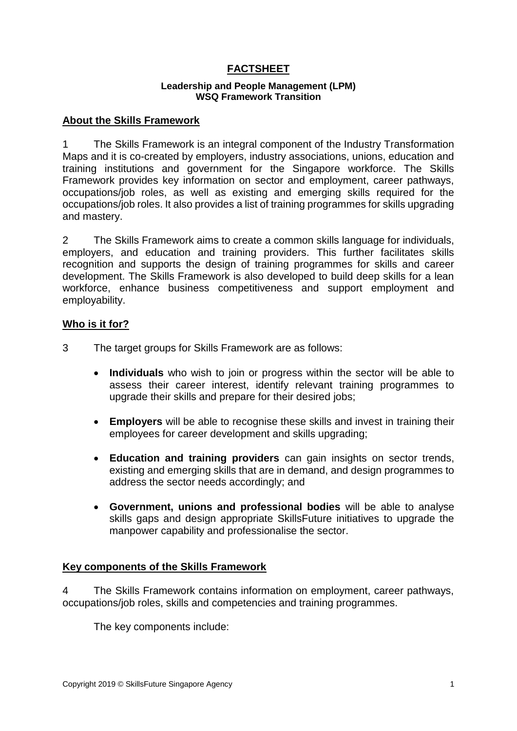# FACTSHEET

**Leadership and People Management (LPM)**
**WSQ Framework Transition**

## About the Skills Framework

1 The Skills Framework is an integral component of the Industry Transformation Maps and it is co-created by employers, industry associations, unions, education and training institutions and government for the Singapore workforce. The Skills Framework provides key information on sector and employment, career pathways, occupations/job roles, as well as existing and emerging skills required for the occupations/job roles. It also provides a list of training programmes for skills upgrading and mastery.

2 The Skills Framework aims to create a common skills language for individuals, employers, and education and training providers. This further facilitates skills recognition and supports the design of training programmes for skills and career development. The Skills Framework is also developed to build deep skills for a lean workforce, enhance business competitiveness and support employment and employability.

## Who is it for?

3 The target groups for Skills Framework are as follows:

- **Individuals** who wish to join or progress within the sector will be able to assess their career interest, identify relevant training programmes to upgrade their skills and prepare for their desired jobs;
- **Employers** will be able to recognise these skills and invest in training their employees for career development and skills upgrading;
- **Education and training providers** can gain insights on sector trends, existing and emerging skills that are in demand, and design programmes to address the sector needs accordingly; and
- **Government, unions and professional bodies** will be able to analyse skills gaps and design appropriate SkillsFuture initiatives to upgrade the manpower capability and professionalise the sector.

## Key components of the Skills Framework

4 The Skills Framework contains information on employment, career pathways, occupations/job roles, skills and competencies and training programmes.

The key components include: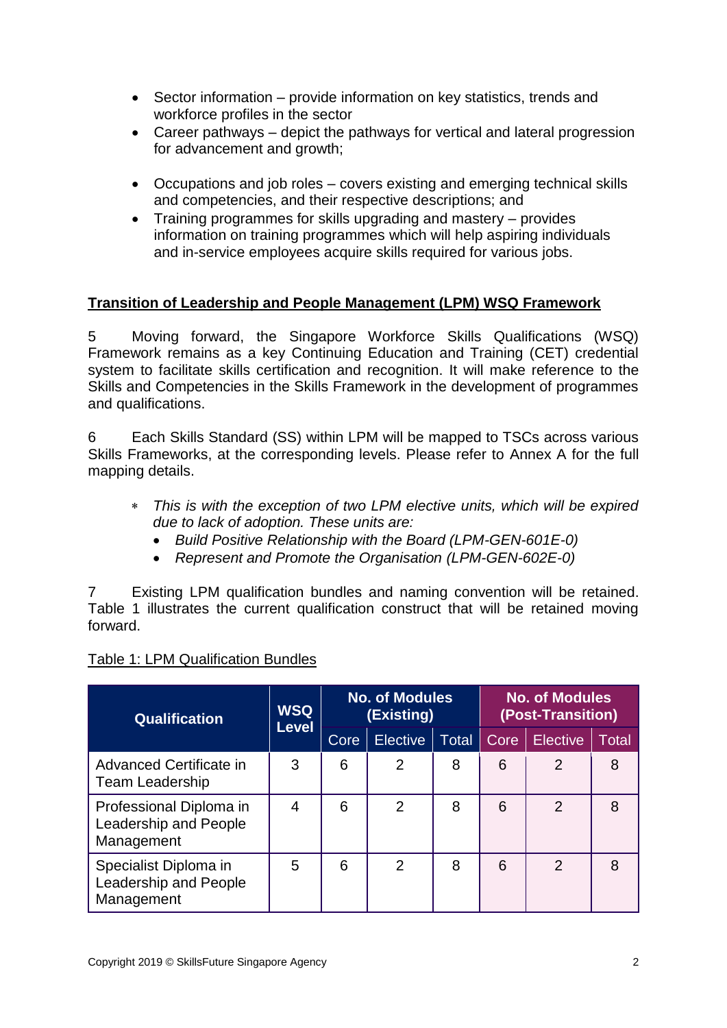- Sector information – provide information on key statistics, trends and workforce profiles in the sector
- Career pathways – depict the pathways for vertical and lateral progression for advancement and growth;
- Occupations and job roles – covers existing and emerging technical skills and competencies, and their respective descriptions; and
- Training programmes for skills upgrading and mastery – provides information on training programmes which will help aspiring individuals and in-service employees acquire skills required for various jobs.

**Transition of Leadership and People Management (LPM) WSQ Framework**

5 Moving forward, the Singapore Workforce Skills Qualifications (WSQ) Framework remains as a key Continuing Education and Training (CET) credential system to facilitate skills certification and recognition. It will make reference to the Skills and Competencies in the Skills Framework in the development of programmes and qualifications.

6 Each Skills Standard (SS) within LPM will be mapped to TSCs across various Skills Frameworks, at the corresponding levels. Please refer to Annex A for the full mapping details.

∗ *This is with the exception of two LPM elective units, which will be expired due to lack of adoption. These units are:*

- *Build Positive Relationship with the Board (LPM-GEN-601E-0)*
- *Represent and Promote the Organisation (LPM-GEN-602E-0)*

7 Existing LPM qualification bundles and naming convention will be retained. Table 1 illustrates the current qualification construct that will be retained moving forward.

Table 1: LPM Qualification Bundles

| Qualification | WSQ Level | No. of Modules (Existing) | | | No. of Modules (Post-Transition) | | |
|---|---|---|---|---|---|---|---|
| | | Core | Elective | Total | Core | Elective | Total |
| Advanced Certificate in Team Leadership | 3 | 6 | 2 | 8 | 6 | 2 | 8 |
| Professional Diploma in Leadership and People Management | 4 | 6 | 2 | 8 | 6 | 2 | 8 |
| Specialist Diploma in Leadership and People Management | 5 | 6 | 2 | 8 | 6 | 2 | 8 |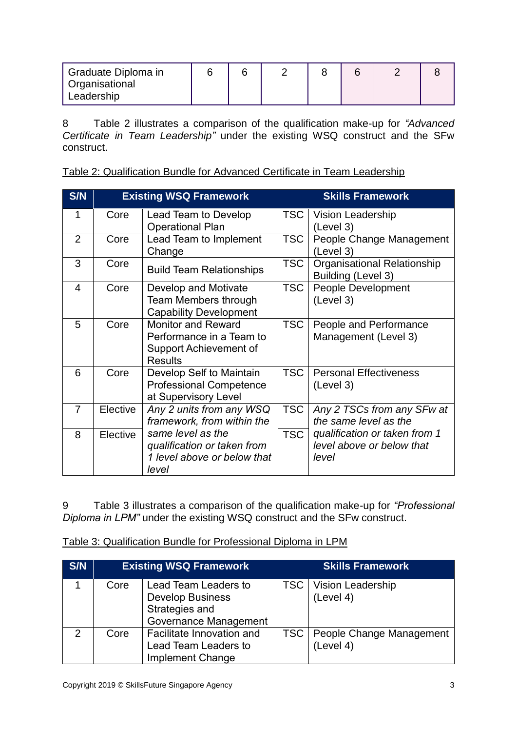| Graduate Diploma in Organisational Leadership | 6 | 6 | 2 | 8 | 6 | 2 | 8 |
|---|---|---|---|---|---|---|---|

8 Table 2 illustrates a comparison of the qualification make-up for *"Advanced Certificate in Team Leadership"* under the existing WSQ construct and the SFw construct.

Table 2: Qualification Bundle for Advanced Certificate in Team Leadership

| S/N | Existing WSQ Framework | | Skills Framework | |
|---|---|---|---|---|
| 1 | Core | Lead Team to Develop Operational Plan | TSC | Vision Leadership (Level 3) |
| 2 | Core | Lead Team to Implement Change | TSC | People Change Management (Level 3) |
| 3 | Core | Build Team Relationships | TSC | Organisational Relationship Building (Level 3) |
| 4 | Core | Develop and Motivate Team Members through Capability Development | TSC | People Development (Level 3) |
| 5 | Core | Monitor and Reward Performance in a Team to Support Achievement of Results | TSC | People and Performance Management (Level 3) |
| 6 | Core | Develop Self to Maintain Professional Competence at Supervisory Level | TSC | Personal Effectiveness (Level 3) |
| 7 | Elective | *Any 2 units from any WSQ framework, from within the same level as the qualification or taken from 1 level above or below that level* | TSC | *Any 2 TSCs from any SFw at the same level as the qualification or taken from 1 level above or below that level* |
| 8 | Elective | | TSC | |

9 Table 3 illustrates a comparison of the qualification make-up for *"Professional Diploma in LPM"* under the existing WSQ construct and the SFw construct.

Table 3: Qualification Bundle for Professional Diploma in LPM

| S/N | Existing WSQ Framework | | Skills Framework | |
|---|---|---|---|---|
| 1 | Core | Lead Team Leaders to Develop Business Strategies and Governance Management | TSC | Vision Leadership (Level 4) |
| 2 | Core | Facilitate Innovation and Lead Team Leaders to Implement Change | TSC | People Change Management (Level 4) |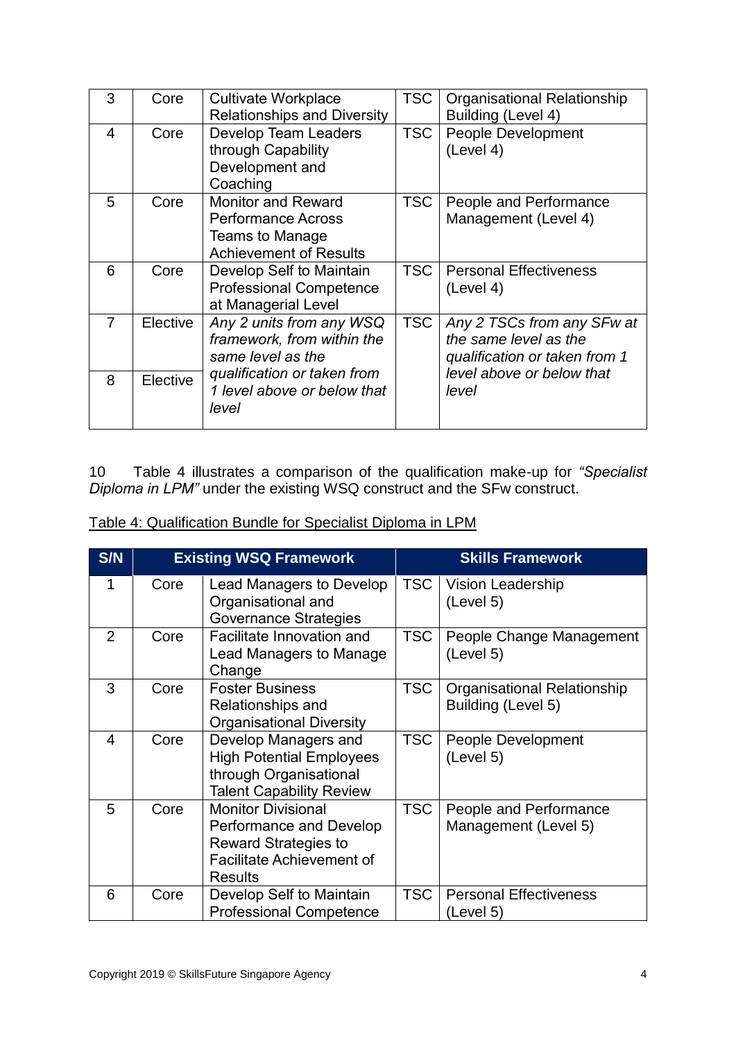| 3 | Core | Cultivate Workplace Relationships and Diversity | TSC | Organisational Relationship Building (Level 4) |
|---|---|---|---|---|
| 4 | Core | Develop Team Leaders through Capability Development and Coaching | TSC | People Development (Level 4) |
| 5 | Core | Monitor and Reward Performance Across Teams to Manage Achievement of Results | TSC | People and Performance Management (Level 4) |
| 6 | Core | Develop Self to Maintain Professional Competence at Managerial Level | TSC | Personal Effectiveness (Level 4) |
| 7 | Elective | *Any 2 units from any WSQ framework, from within the same level as the qualification or taken from 1 level above or below that level* | TSC | *Any 2 TSCs from any SFw at the same level as the qualification or taken from 1 level above or below that level* |
| 8 | Elective | | | |

10 Table 4 illustrates a comparison of the qualification make-up for *"Specialist Diploma in LPM"* under the existing WSQ construct and the SFw construct.

Table 4: Qualification Bundle for Specialist Diploma in LPM

| S/N | Existing WSQ Framework | | Skills Framework | |
|---|---|---|---|---|
| 1 | Core | Lead Managers to Develop Organisational and Governance Strategies | TSC | Vision Leadership (Level 5) |
| 2 | Core | Facilitate Innovation and Lead Managers to Manage Change | TSC | People Change Management (Level 5) |
| 3 | Core | Foster Business Relationships and Organisational Diversity | TSC | Organisational Relationship Building (Level 5) |
| 4 | Core | Develop Managers and High Potential Employees through Organisational Talent Capability Review | TSC | People Development (Level 5) |
| 5 | Core | Monitor Divisional Performance and Develop Reward Strategies to Facilitate Achievement of Results | TSC | People and Performance Management (Level 5) |
| 6 | Core | Develop Self to Maintain Professional Competence | TSC | Personal Effectiveness (Level 5) |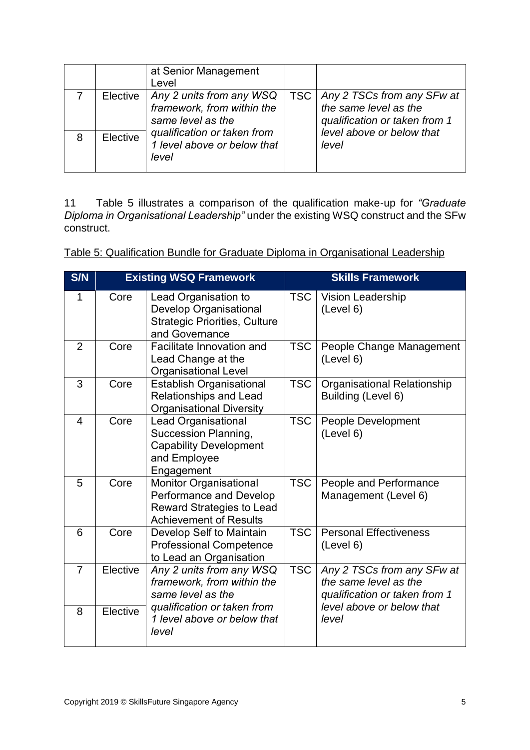| | | at Senior Management Level | | |
|---|---|---|---|---|
| 7 | Elective | *Any 2 units from any WSQ framework, from within the same level as the qualification or taken from 1 level above or below that level* | TSC | *Any 2 TSCs from any SFw at the same level as the qualification or taken from 1 level above or below that level* |
| 8 | Elective | | | |

11 Table 5 illustrates a comparison of the qualification make-up for *"Graduate Diploma in Organisational Leadership"* under the existing WSQ construct and the SFw construct.

Table 5: Qualification Bundle for Graduate Diploma in Organisational Leadership

| S/N | Existing WSQ Framework | | Skills Framework | |
|---|---|---|---|---|
| 1 | Core | Lead Organisation to Develop Organisational Strategic Priorities, Culture and Governance | TSC | Vision Leadership (Level 6) |
| 2 | Core | Facilitate Innovation and Lead Change at the Organisational Level | TSC | People Change Management (Level 6) |
| 3 | Core | Establish Organisational Relationships and Lead Organisational Diversity | TSC | Organisational Relationship Building (Level 6) |
| 4 | Core | Lead Organisational Succession Planning, Capability Development and Employee Engagement | TSC | People Development (Level 6) |
| 5 | Core | Monitor Organisational Performance and Develop Reward Strategies to Lead Achievement of Results | TSC | People and Performance Management (Level 6) |
| 6 | Core | Develop Self to Maintain Professional Competence to Lead an Organisation | TSC | Personal Effectiveness (Level 6) |
| 7 | Elective | *Any 2 units from any WSQ framework, from within the same level as the qualification or taken from 1 level above or below that level* | TSC | *Any 2 TSCs from any SFw at the same level as the qualification or taken from 1 level above or below that level* |
| 8 | Elective | | | |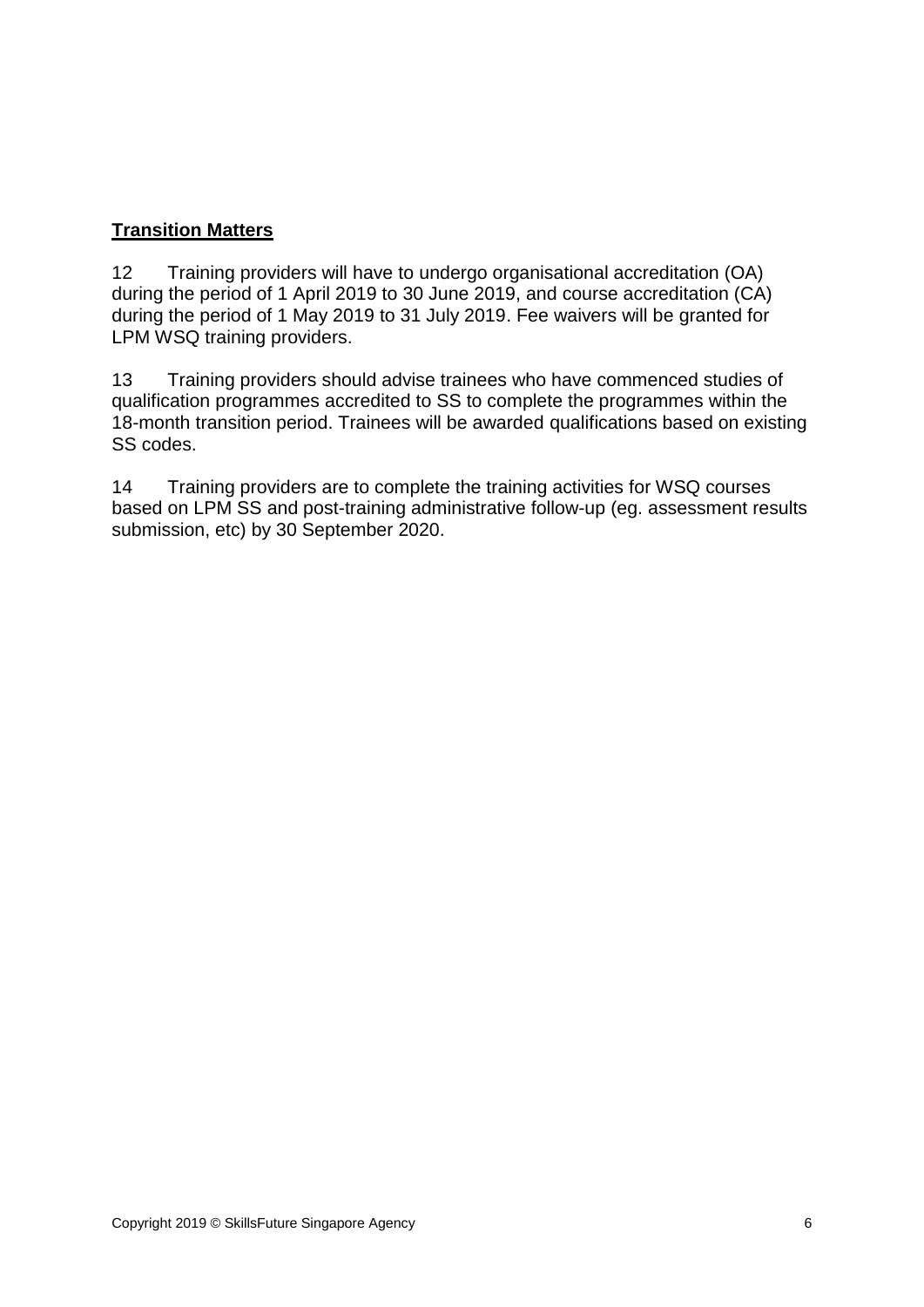**Transition Matters**

12 Training providers will have to undergo organisational accreditation (OA) during the period of 1 April 2019 to 30 June 2019, and course accreditation (CA) during the period of 1 May 2019 to 31 July 2019. Fee waivers will be granted for LPM WSQ training providers.

13 Training providers should advise trainees who have commenced studies of qualification programmes accredited to SS to complete the programmes within the 18-month transition period. Trainees will be awarded qualifications based on existing SS codes.

14 Training providers are to complete the training activities for WSQ courses based on LPM SS and post-training administrative follow-up (eg. assessment results submission, etc) by 30 September 2020.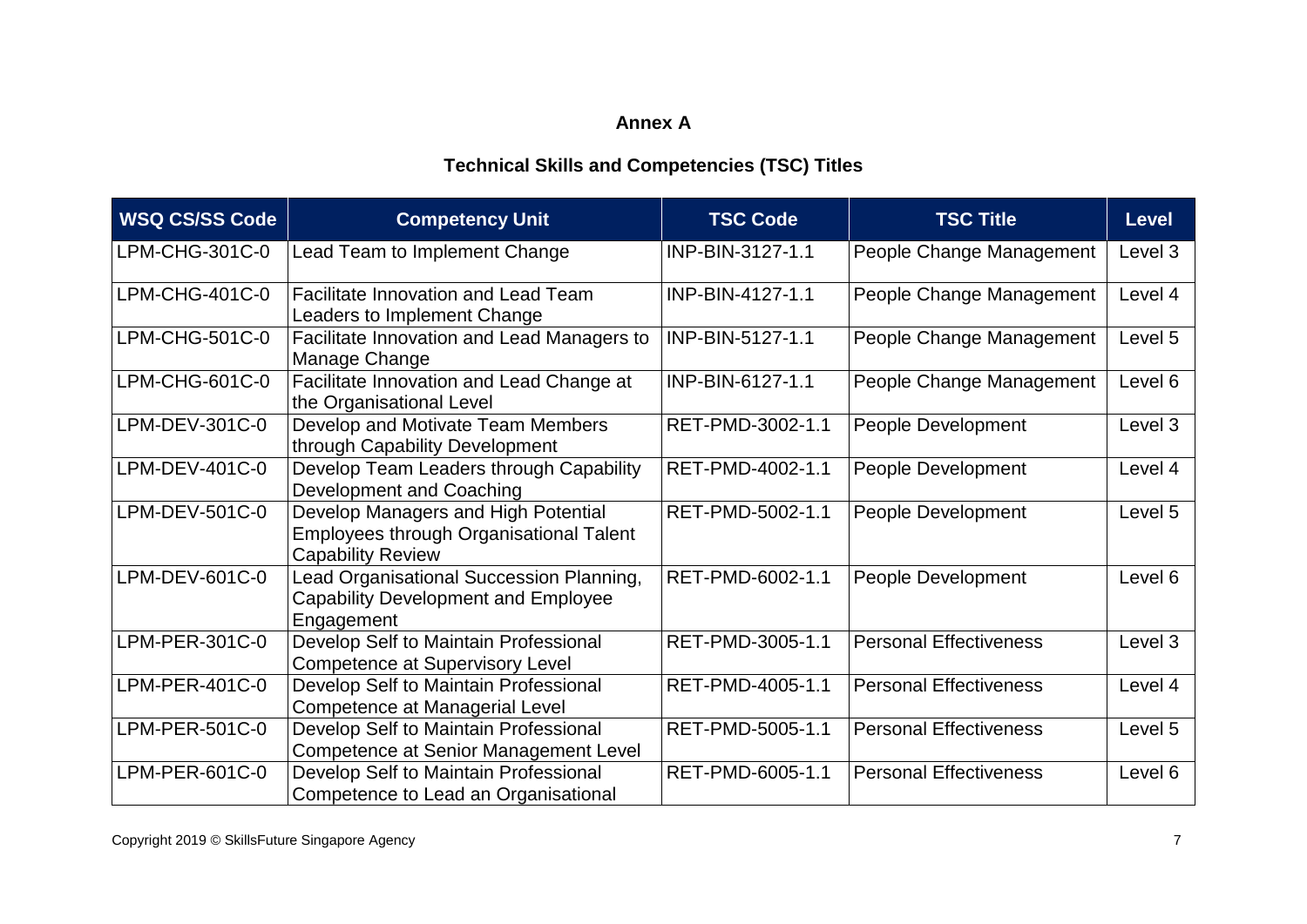**Annex A**

**Technical Skills and Competencies (TSC) Titles**

| WSQ CS/SS Code | Competency Unit | TSC Code | TSC Title | Level |
|---|---|---|---|---|
| LPM-CHG-301C-0 | Lead Team to Implement Change | INP-BIN-3127-1.1 | People Change Management | Level 3 |
| LPM-CHG-401C-0 | Facilitate Innovation and Lead Team Leaders to Implement Change | INP-BIN-4127-1.1 | People Change Management | Level 4 |
| LPM-CHG-501C-0 | Facilitate Innovation and Lead Managers to Manage Change | INP-BIN-5127-1.1 | People Change Management | Level 5 |
| LPM-CHG-601C-0 | Facilitate Innovation and Lead Change at the Organisational Level | INP-BIN-6127-1.1 | People Change Management | Level 6 |
| LPM-DEV-301C-0 | Develop and Motivate Team Members through Capability Development | RET-PMD-3002-1.1 | People Development | Level 3 |
| LPM-DEV-401C-0 | Develop Team Leaders through Capability Development and Coaching | RET-PMD-4002-1.1 | People Development | Level 4 |
| LPM-DEV-501C-0 | Develop Managers and High Potential Employees through Organisational Talent Capability Review | RET-PMD-5002-1.1 | People Development | Level 5 |
| LPM-DEV-601C-0 | Lead Organisational Succession Planning, Capability Development and Employee Engagement | RET-PMD-6002-1.1 | People Development | Level 6 |
| LPM-PER-301C-0 | Develop Self to Maintain Professional Competence at Supervisory Level | RET-PMD-3005-1.1 | Personal Effectiveness | Level 3 |
| LPM-PER-401C-0 | Develop Self to Maintain Professional Competence at Managerial Level | RET-PMD-4005-1.1 | Personal Effectiveness | Level 4 |
| LPM-PER-501C-0 | Develop Self to Maintain Professional Competence at Senior Management Level | RET-PMD-5005-1.1 | Personal Effectiveness | Level 5 |
| LPM-PER-601C-0 | Develop Self to Maintain Professional Competence to Lead an Organisational | RET-PMD-6005-1.1 | Personal Effectiveness | Level 6 |

Copyright 2019 © SkillsFuture Singapore Agency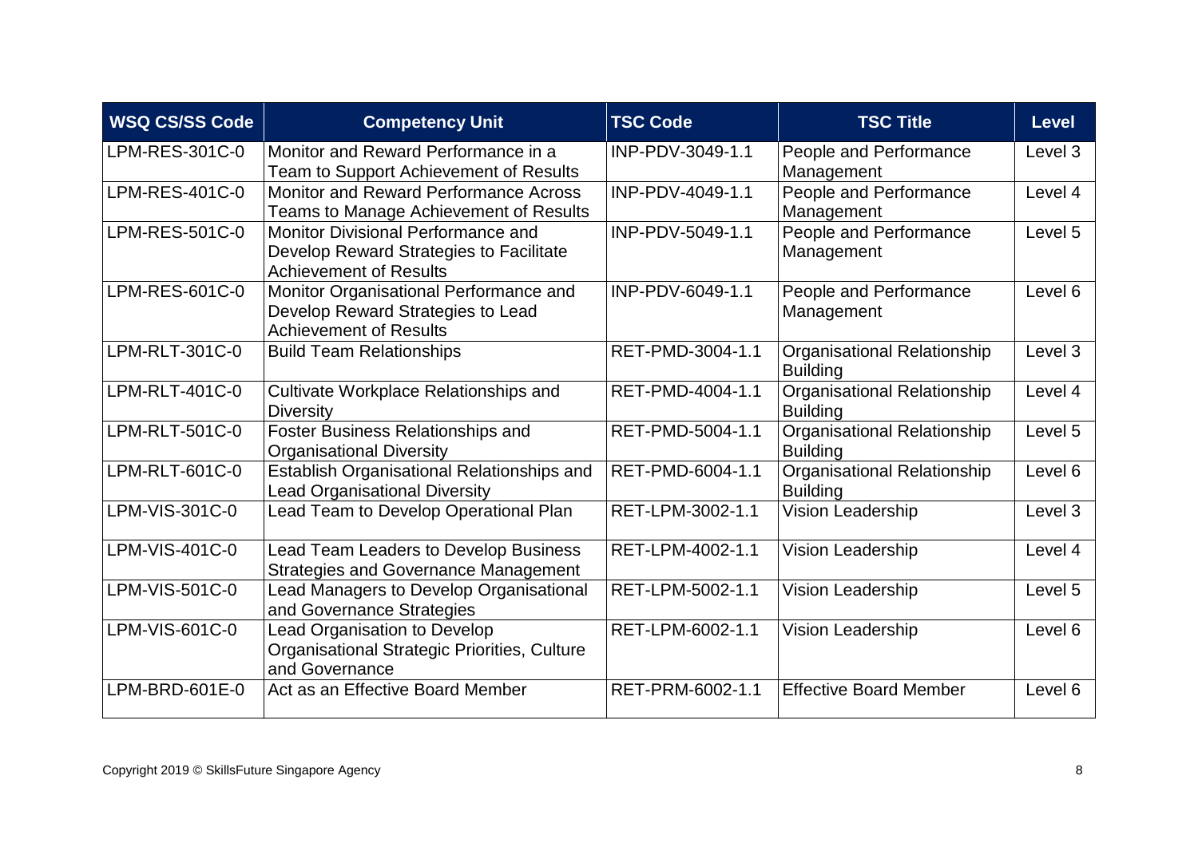| WSQ CS/SS Code | Competency Unit | TSC Code | TSC Title | Level |
|---|---|---|---|---|
| LPM-RES-301C-0 | Monitor and Reward Performance in a Team to Support Achievement of Results | INP-PDV-3049-1.1 | People and Performance Management | Level 3 |
| LPM-RES-401C-0 | Monitor and Reward Performance Across Teams to Manage Achievement of Results | INP-PDV-4049-1.1 | People and Performance Management | Level 4 |
| LPM-RES-501C-0 | Monitor Divisional Performance and Develop Reward Strategies to Facilitate Achievement of Results | INP-PDV-5049-1.1 | People and Performance Management | Level 5 |
| LPM-RES-601C-0 | Monitor Organisational Performance and Develop Reward Strategies to Lead Achievement of Results | INP-PDV-6049-1.1 | People and Performance Management | Level 6 |
| LPM-RLT-301C-0 | Build Team Relationships | RET-PMD-3004-1.1 | Organisational Relationship Building | Level 3 |
| LPM-RLT-401C-0 | Cultivate Workplace Relationships and Diversity | RET-PMD-4004-1.1 | Organisational Relationship Building | Level 4 |
| LPM-RLT-501C-0 | Foster Business Relationships and Organisational Diversity | RET-PMD-5004-1.1 | Organisational Relationship Building | Level 5 |
| LPM-RLT-601C-0 | Establish Organisational Relationships and Lead Organisational Diversity | RET-PMD-6004-1.1 | Organisational Relationship Building | Level 6 |
| LPM-VIS-301C-0 | Lead Team to Develop Operational Plan | RET-LPM-3002-1.1 | Vision Leadership | Level 3 |
| LPM-VIS-401C-0 | Lead Team Leaders to Develop Business Strategies and Governance Management | RET-LPM-4002-1.1 | Vision Leadership | Level 4 |
| LPM-VIS-501C-0 | Lead Managers to Develop Organisational and Governance Strategies | RET-LPM-5002-1.1 | Vision Leadership | Level 5 |
| LPM-VIS-601C-0 | Lead Organisation to Develop Organisational Strategic Priorities, Culture and Governance | RET-LPM-6002-1.1 | Vision Leadership | Level 6 |
| LPM-BRD-601E-0 | Act as an Effective Board Member | RET-PRM-6002-1.1 | Effective Board Member | Level 6 |

Copyright 2019 © SkillsFuture Singapore Agency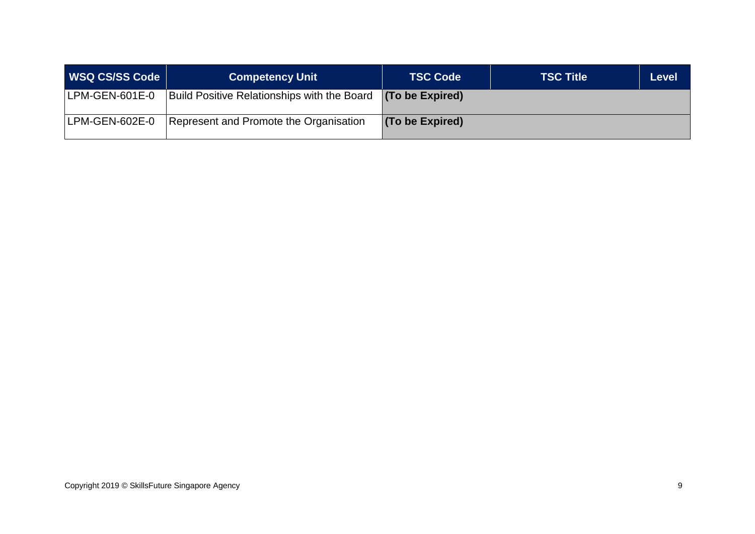| WSQ CS/SS Code | Competency Unit | TSC Code | TSC Title | Level |
| --- | --- | --- | --- | --- |
| LPM-GEN-601E-0 | Build Positive Relationships with the Board | **(To be Expired)** | | |
| LPM-GEN-602E-0 | Represent and Promote the Organisation | **(To be Expired)** | | |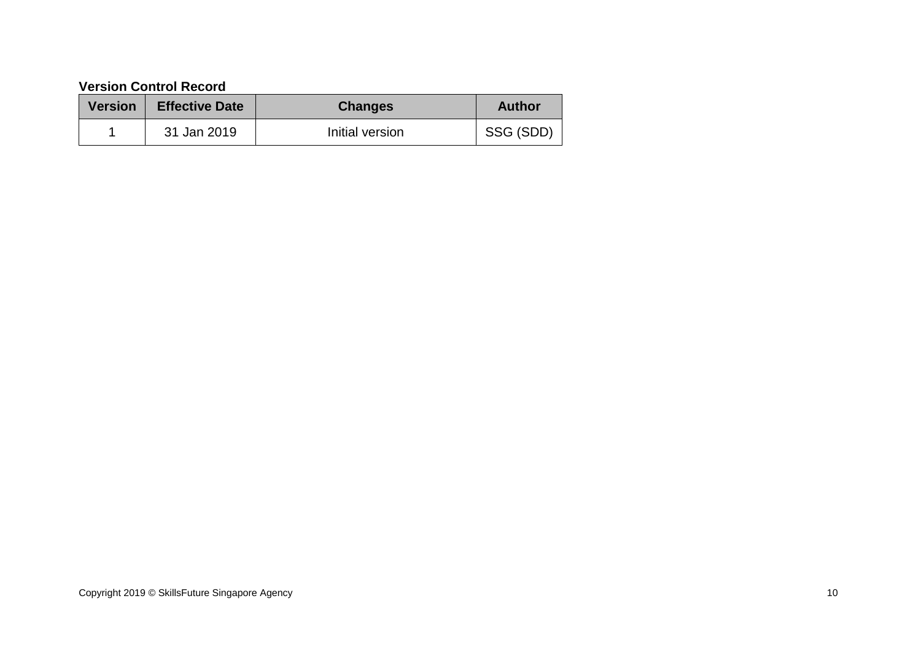**Version Control Record**

| Version | Effective Date | Changes | Author |
|---|---|---|---|
| 1 | 31 Jan 2019 | Initial version | SSG (SDD) |